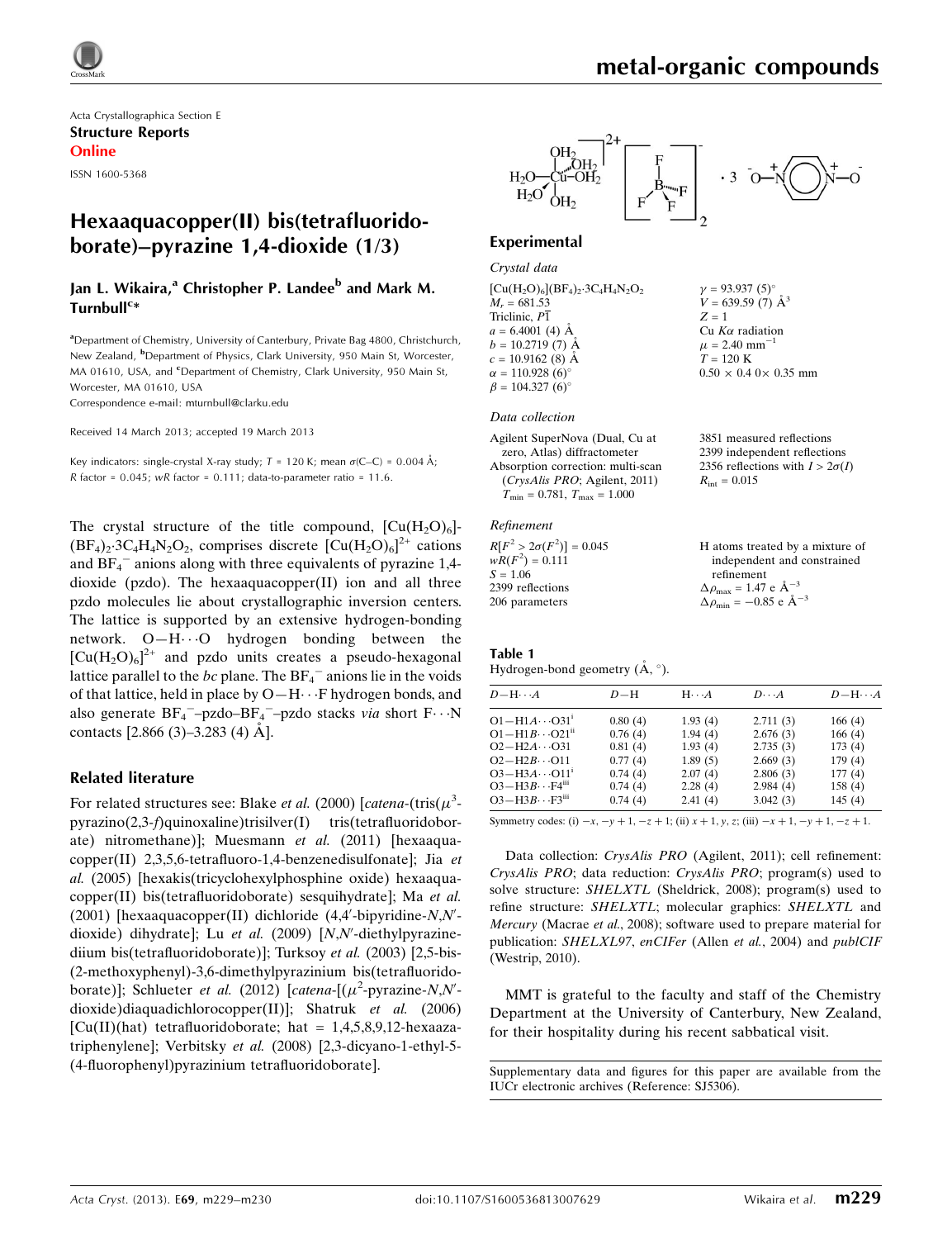Acta Crystallographica Section E
**Structure Reports Online**

ISSN 1600-5368

# Hexaaquacopper(II) bis(tetrafluoridoborate)–pyrazine 1,4-dioxide (1/3)

**Jan L. Wikaira,[a] Christopher P. Landee[b] and Mark M. Turnbull[c]***

[a]Department of Chemistry, University of Canterbury, Private Bag 4800, Christchurch, New Zealand, [b]Department of Physics, Clark University, 950 Main St, Worcester, MA 01610, USA, and [c]Department of Chemistry, Clark University, 950 Main St, Worcester, MA 01610, USA
Correspondence e-mail: mturnbull@clarku.edu

Received 14 March 2013; accepted 19 March 2013

Key indicators: single-crystal X-ray study; $T$ = 120 K; mean $\sigma$(C–C) = 0.004 Å; $R$ factor = 0.045; $wR$ factor = 0.111; data-to-parameter ratio = 11.6.

The crystal structure of the title compound, $[Cu(H_2O)_6](BF_4)_2\cdot 3C_4H_4N_2O_2$, comprises discrete $[Cu(H_2O)_6]^{2+}$ cations and $BF_4^-$ anions along with three equivalents of pyrazine 1,4-dioxide (pzdo). The hexaaquacopper(II) ion and all three pzdo molecules lie about crystallographic inversion centers. The lattice is supported by an extensive hydrogen-bonding network. O—H···O hydrogen bonding between the $[Cu(H_2O)_6]^{2+}$ and pzdo units creates a pseudo-hexagonal lattice parallel to the $bc$ plane. The $BF_4^-$ anions lie in the voids of that lattice, held in place by O—H···F hydrogen bonds, and also generate $BF_4^-$–pzdo–$BF_4^-$–pzdo stacks *via* short F···N contacts [2.866 (3)–3.283 (4) Å].

## Related literature

For related structures see: Blake *et al.* (2000) [*catena*-(tris($\mu^3$-pyrazino(2,3-*f*)quinoxaline)trisilver(I) tris(tetrafluoridoborate) nitromethane)]; Muesmann *et al.* (2011) [hexaaquacopper(II) 2,3,5,6-tetrafluoro-1,4-benzenedisulfonate]; Jia *et al.* (2005) [hexakis(tricyclohexylphosphine oxide) hexaaquacopper(II) bis(tetrafluoridoborate) sesquihydrate]; Ma *et al.* (2001) [hexaaquacopper(II) dichloride (4,4′-bipyridine-*N*,*N*′-dioxide) dihydrate]; Lu *et al.* (2009) [*N*,*N*′-diethylpyrazinediium bis(tetrafluoridoborate)]; Turksoy *et al.* (2003) [2,5-bis-(2-methoxyphenyl)-3,6-dimethylpyrazinium bis(tetrafluoridoborate)]; Schlueter *et al.* (2012) [*catena*-[($\mu^2$-pyrazine-*N*,*N*′-dioxide)diaquadichlorocopper(II)]; Shatruk *et al.* (2006) [Cu(II)(hat) tetrafluoridoborate; hat = 1,4,5,8,9,12-hexaazatriphenylene]; Verbitsky *et al.* (2008) [2,3-dicyano-1-ethyl-5-(4-fluorophenyl)pyrazinium tetrafluoridoborate].

## Experimental

### Crystal data

$[Cu(H_2O)_6](BF_4)_2\cdot 3C_4H_4N_2O_2$
$M_r$ = 681.53
Triclinic, $P\overline{1}$
$a$ = 6.4001 (4) Å
$b$ = 10.2719 (7) Å
$c$ = 10.9162 (8) Å
$\alpha$ = 110.928 (6)°
$\beta$ = 104.327 (6)°
$\gamma$ = 93.937 (5)°
$V$ = 639.59 (7) Å$^3$
$Z$ = 1
Cu $K\alpha$ radiation
$\mu$ = 2.40 mm$^{-1}$
$T$ = 120 K
0.50 × 0.4 0× 0.35 mm

### Data collection

Agilent SuperNova (Dual, Cu at zero, Atlas) diffractometer
Absorption correction: multi-scan (*CrysAlis PRO*; Agilent, 2011)
$T_{min}$ = 0.781, $T_{max}$ = 1.000
3851 measured reflections
2399 independent reflections
2356 reflections with $I > 2\sigma(I)$
$R_{int}$ = 0.015

### Refinement

$R[F^2 > 2\sigma(F^2)]$ = 0.045
$wR(F^2)$ = 0.111
$S$ = 1.06
2399 reflections
206 parameters
H atoms treated by a mixture of independent and constrained refinement
$\Delta\rho_{max}$ = 1.47 e Å$^{-3}$
$\Delta\rho_{min}$ = −0.85 e Å$^{-3}$

**Table 1**
Hydrogen-bond geometry (Å, °).

| $D$—H···$A$ | $D$—H | H···$A$ | $D$···$A$ | $D$—H···$A$ |
|---|---|---|---|---|
| O1—H1A···O31$^{i}$ | 0.80 (4) | 1.93 (4) | 2.711 (3) | 166 (4) |
| O1—H1B···O21$^{ii}$ | 0.76 (4) | 1.94 (4) | 2.676 (3) | 166 (4) |
| O2—H2A···O31 | 0.81 (4) | 1.93 (4) | 2.735 (3) | 173 (4) |
| O2—H2B···O11 | 0.77 (4) | 1.89 (5) | 2.669 (3) | 179 (4) |
| O3—H3A···O11$^{i}$ | 0.74 (4) | 2.07 (4) | 2.806 (3) | 177 (4) |
| O3—H3B···F4$^{iii}$ | 0.74 (4) | 2.28 (4) | 2.984 (4) | 158 (4) |
| O3—H3B···F3$^{iii}$ | 0.74 (4) | 2.41 (4) | 3.042 (3) | 145 (4) |

Symmetry codes: (i) $-x, -y+1, -z+1$; (ii) $x+1, y, z$; (iii) $-x+1, -y+1, -z+1$.

Data collection: *CrysAlis PRO* (Agilent, 2011); cell refinement: *CrysAlis PRO*; data reduction: *CrysAlis PRO*; program(s) used to solve structure: *SHELXTL* (Sheldrick, 2008); program(s) used to refine structure: *SHELXTL*; molecular graphics: *SHELXTL* and *Mercury* (Macrae *et al.*, 2008); software used to prepare material for publication: *SHELXL97*, *enCIFer* (Allen *et al.*, 2004) and *publCIF* (Westrip, 2010).

MMT is grateful to the faculty and staff of the Chemistry Department at the University of Canterbury, New Zealand, for their hospitality during his recent sabbatical visit.

Supplementary data and figures for this paper are available from the IUCr electronic archives (Reference: SJ5306).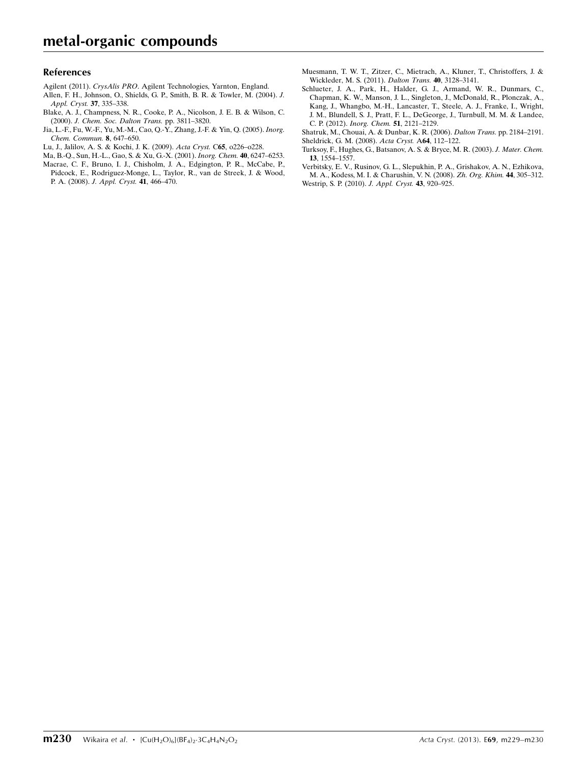## References

Agilent (2011). *CrysAlis PRO*. Agilent Technologies, Yarnton, England.

Allen, F. H., Johnson, O., Shields, G. P., Smith, B. R. & Towler, M. (2004). *J. Appl. Cryst.* **37**, 335–338.

Blake, A. J., Champness, N. R., Cooke, P. A., Nicolson, J. E. B. & Wilson, C. (2000). *J. Chem. Soc. Dalton Trans.* pp. 3811–3820.

Jia, L.-F., Fu, W.-F., Yu, M.-M., Cao, Q.-Y., Zhang, J.-F. & Yin, Q. (2005). *Inorg. Chem. Commun.* **8**, 647–650.

Lu, J., Jalilov, A. S. & Kochi, J. K. (2009). *Acta Cryst.* C**65**, o226–o228.

Ma, B.-Q., Sun, H.-L., Gao, S. & Xu, G.-X. (2001). *Inorg. Chem.* **40**, 6247–6253.

Macrae, C. F., Bruno, I. J., Chisholm, J. A., Edgington, P. R., McCabe, P., Pidcock, E., Rodriguez-Monge, L., Taylor, R., van de Streek, J. & Wood, P. A. (2008). *J. Appl. Cryst.* **41**, 466–470.

Muesmann, T. W. T., Zitzer, C., Mietrach, A., Kluner, T., Christoffers, J. & Wickleder, M. S. (2011). *Dalton Trans.* **40**, 3128–3141.

Schlueter, J. A., Park, H., Halder, G. J., Armand, W. R., Dunmars, C., Chapman, K. W., Manson, J. L., Singleton, J., McDonald, R., Plonczak, A., Kang, J., Whangbo, M.-H., Lancaster, T., Steele, A. J., Franke, I., Wright, J. M., Blundell, S. J., Pratt, F. L., DeGeorge, J., Turnbull, M. M. & Landee, C. P. (2012). *Inorg. Chem.* **51**, 2121–2129.

Shatruk, M., Chouai, A. & Dunbar, K. R. (2006). *Dalton Trans.* pp. 2184–2191.

Sheldrick, G. M. (2008). *Acta Cryst.* A**64**, 112–122.

Turksoy, F., Hughes, G., Batsanov, A. S. & Bryce, M. R. (2003). *J. Mater. Chem.* **13**, 1554–1557.

Verbitsky, E. V., Rusinov, G. L., Slepukhin, P. A., Grishakov, A. N., Ezhikova, M. A., Kodess, M. I. & Charushin, V. N. (2008). *Zh. Org. Khim.* **44**, 305–312.

Westrip, S. P. (2010). *J. Appl. Cryst.* **43**, 920–925.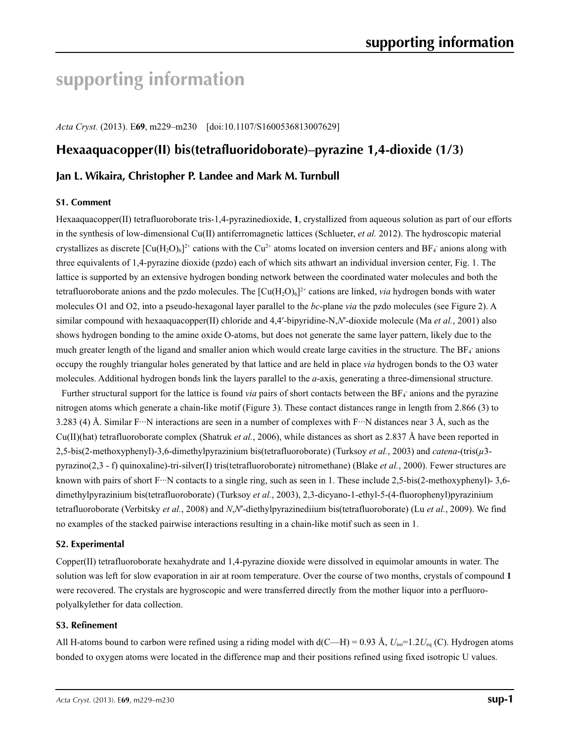# supporting information

*Acta Cryst.* (2013). E**69**, m229–m230 [doi:10.1107/S1600536813007629]

## Hexaaquacopper(II) bis(tetrafluoridoborate)–pyrazine 1,4-dioxide (1/3)

### Jan L. Wikaira, Christopher P. Landee and Mark M. Turnbull

#### S1. Comment

Hexaaquacopper(II) tetrafluoroborate tris-1,4-pyrazinedioxide, **1**, crystallized from aqueous solution as part of our efforts in the synthesis of low-dimensional Cu(II) antiferromagnetic lattices (Schlueter, *et al.* 2012). The hydroscopic material crystallizes as discrete $[Cu(H_2O)_6]^{2+}$ cations with the $Cu^{2+}$ atoms located on inversion centers and $BF_4^-$ anions along with three equivalents of 1,4-pyrazine dioxide (pzdo) each of which sits athwart an individual inversion center, Fig. 1. The lattice is supported by an extensive hydrogen bonding network between the coordinated water molecules and both the tetrafluoroborate anions and the pzdo molecules. The $[Cu(H_2O)_6]^{2+}$ cations are linked, *via* hydrogen bonds with water molecules O1 and O2, into a pseudo-hexagonal layer parallel to the *bc*-plane *via* the pzdo molecules (see Figure 2). A similar compound with hexaaquacopper(II) chloride and 4,4′-bipyridine-N,*N*′-dioxide molecule (Ma *et al.*, 2001) also shows hydrogen bonding to the amine oxide O-atoms, but does not generate the same layer pattern, likely due to the much greater length of the ligand and smaller anion which would create large cavities in the structure. The $BF_4^-$ anions occupy the roughly triangular holes generated by that lattice and are held in place *via* hydrogen bonds to the O3 water molecules. Additional hydrogen bonds link the layers parallel to the *a*-axis, generating a three-dimensional structure.

Further structural support for the lattice is found *via* pairs of short contacts between the $BF_4^-$ anions and the pyrazine nitrogen atoms which generate a chain-like motif (Figure 3). These contact distances range in length from 2.866 (3) to 3.283 (4) Å. Similar F···N interactions are seen in a number of complexes with F···N distances near 3 Å, such as the Cu(II)(hat) tetrafluoroborate complex (Shatruk *et al.*, 2006), while distances as short as 2.837 Å have been reported in 2,5-bis(2-methoxyphenyl)-3,6-dimethylpyrazinium bis(tetrafluoroborate) (Turksoy *et al.*, 2003) and *catena*-(tris($\mu$3-pyrazino(2,3 - f) quinoxaline)-tri-silver(I) tris(tetrafluoroborate) nitromethane) (Blake *et al.*, 2000). Fewer structures are known with pairs of short F···N contacts to a single ring, such as seen in 1. These include 2,5-bis(2-methoxyphenyl)- 3,6-dimethylpyrazinium bis(tetrafluoroborate) (Turksoy *et al.*, 2003), 2,3-dicyano-1-ethyl-5-(4-fluorophenyl)pyrazinium tetrafluoroborate (Verbitsky *et al.*, 2008) and *N*,*N*′-diethylpyrazinediium bis(tetrafluoroborate) (Lu *et al.*, 2009). We find no examples of the stacked pairwise interactions resulting in a chain-like motif such as seen in 1.

#### S2. Experimental

Copper(II) tetrafluoroborate hexahydrate and 1,4-pyrazine dioxide were dissolved in equimolar amounts in water. The solution was left for slow evaporation in air at room temperature. Over the course of two months, crystals of compound **1** were recovered. The crystals are hygroscopic and were transferred directly from the mother liquor into a perfluoro-polyalkylether for data collection.

#### S3. Refinement

All H-atoms bound to carbon were refined using a riding model with d(C—H) = 0.93 Å, $U_{iso}$=1.2$U_{eq}$ (C). Hydrogen atoms bonded to oxygen atoms were located in the difference map and their positions refined using fixed isotropic U values.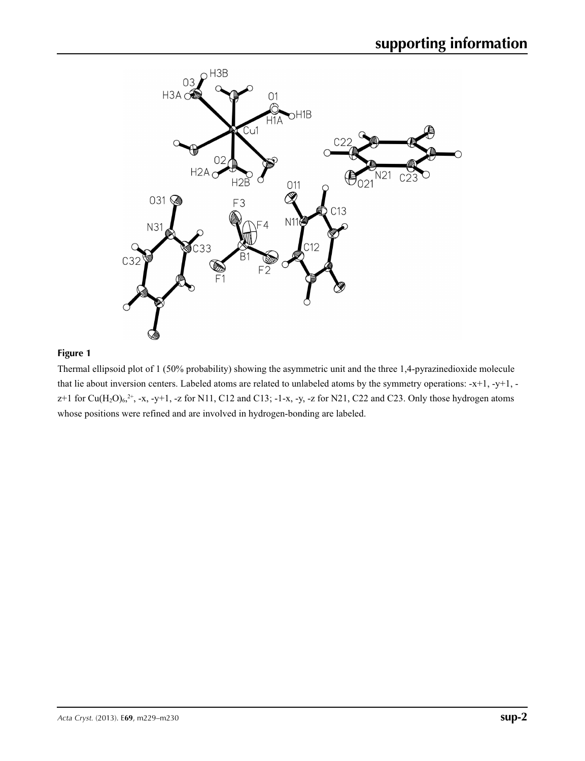## Figure 1

Thermal ellipsoid plot of 1 (50% probability) showing the asymmetric unit and the three 1,4-pyrazinedioxide molecule that lie about inversion centers. Labeled atoms are related to unlabeled atoms by the symmetry operations: -x+1, -y+1, -z+1 for $Cu(H_2O)_6{}^{2+}$, -x, -y+1, -z for N11, C12 and C13; -1-x, -y, -z for N21, C22 and C23. Only those hydrogen atoms whose positions were refined and are involved in hydrogen-bonding are labeled.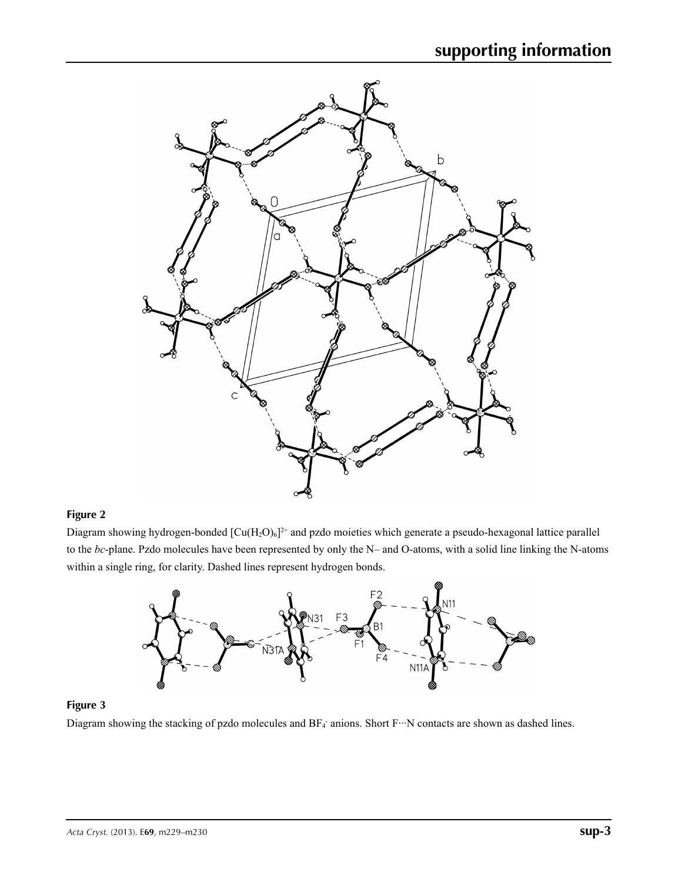**Figure 2**

Diagram showing hydrogen-bonded $[Cu(H_2O)_6]^{2+}$ and pzdo moieties which generate a pseudo-hexagonal lattice parallel to the *bc*-plane. Pzdo molecules have been represented by only the N– and O-atoms, with a solid line linking the N-atoms within a single ring, for clarity. Dashed lines represent hydrogen bonds.

**Figure 3**

Diagram showing the stacking of pzdo molecules and $BF_4^-$ anions. Short F···N contacts are shown as dashed lines.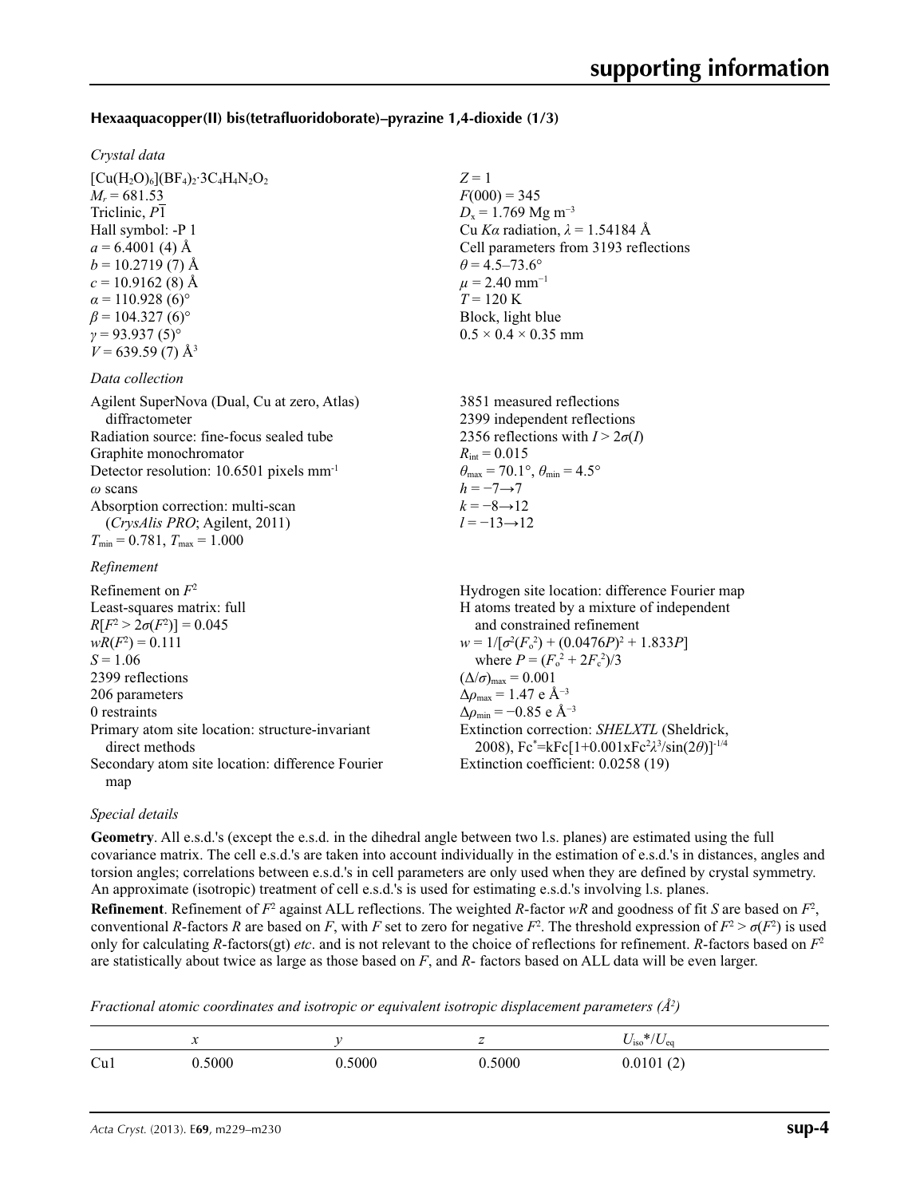### Hexaaquacopper(II) bis(tetrafluoridoborate)–pyrazine 1,4-dioxide (1/3)

*Crystal data*

$[Cu(H_2O)_6](BF_4)_2 \cdot 3C_4H_4N_2O_2$
$M_r = 681.53$
Triclinic, $P\overline{1}$
Hall symbol: -P 1
$a = 6.4001$ (4) Å
$b = 10.2719$ (7) Å
$c = 10.9162$ (8) Å
$\alpha = 110.928$ (6)°
$\beta = 104.327$ (6)°
$\gamma = 93.937$ (5)°
$V = 639.59$ (7) Å$^3$
$Z = 1$
$F(000) = 345$
$D_x = 1.769$ Mg m$^{-3}$
Cu $K\alpha$ radiation, $\lambda = 1.54184$ Å
Cell parameters from 3193 reflections
$\theta = 4.5$–73.6°
$\mu = 2.40$ mm$^{-1}$
$T = 120$ K
Block, light blue
0.5 × 0.4 × 0.35 mm

*Data collection*

Agilent SuperNova (Dual, Cu at zero, Atlas) diffractometer
Radiation source: fine-focus sealed tube
Graphite monochromator
Detector resolution: 10.6501 pixels mm$^{-1}$
$\omega$ scans
Absorption correction: multi-scan (*CrysAlis PRO*; Agilent, 2011)
$T_{min} = 0.781$, $T_{max} = 1.000$
3851 measured reflections
2399 independent reflections
2356 reflections with $I > 2\sigma(I)$
$R_{int} = 0.015$
$\theta_{max} = 70.1°$, $\theta_{min} = 4.5°$
$h = -7 \rightarrow 7$
$k = -8 \rightarrow 12$
$l = -13 \rightarrow 12$

*Refinement*

Refinement on $F^2$
Least-squares matrix: full
$R[F^2 > 2\sigma(F^2)] = 0.045$
$wR(F^2) = 0.111$
$S = 1.06$
2399 reflections
206 parameters
0 restraints
Primary atom site location: structure-invariant direct methods
Secondary atom site location: difference Fourier map
Hydrogen site location: difference Fourier map
H atoms treated by a mixture of independent and constrained refinement
$w = 1/[\sigma^2(F_o^2) + (0.0476P)^2 + 1.833P]$ where $P = (F_o^2 + 2F_c^2)/3$
$(\Delta/\sigma)_{max} = 0.001$
$\Delta\rho_{max} = 1.47$ e Å$^{-3}$
$\Delta\rho_{min} = -0.85$ e Å$^{-3}$
Extinction correction: *SHELXTL* (Sheldrick, 2008), $Fc^* = kFc[1+0.001xFc^2\lambda^3/\sin(2\theta)]^{-1/4}$
Extinction coefficient: 0.0258 (19)

*Special details*

**Geometry**. All e.s.d.'s (except the e.s.d. in the dihedral angle between two l.s. planes) are estimated using the full covariance matrix. The cell e.s.d.'s are taken into account individually in the estimation of e.s.d.'s in distances, angles and torsion angles; correlations between e.s.d.'s in cell parameters are only used when they are defined by crystal symmetry. An approximate (isotropic) treatment of cell e.s.d.'s is used for estimating e.s.d.'s involving l.s. planes.

**Refinement**. Refinement of $F^2$ against ALL reflections. The weighted $R$-factor $wR$ and goodness of fit $S$ are based on $F^2$, conventional $R$-factors $R$ are based on $F$, with $F$ set to zero for negative $F^2$. The threshold expression of $F^2 > \sigma(F^2)$ is used only for calculating $R$-factors(gt) *etc*. and is not relevant to the choice of reflections for refinement. $R$-factors based on $F^2$ are statistically about twice as large as those based on $F$, and $R$- factors based on ALL data will be even larger.

*Fractional atomic coordinates and isotropic or equivalent isotropic displacement parameters (Å$^2$)*

| | $x$ | $y$ | $z$ | $U_{iso}$*/$U_{eq}$ |
|---|---|---|---|---|
| Cu1 | 0.5000 | 0.5000 | 0.5000 | 0.0101 (2) |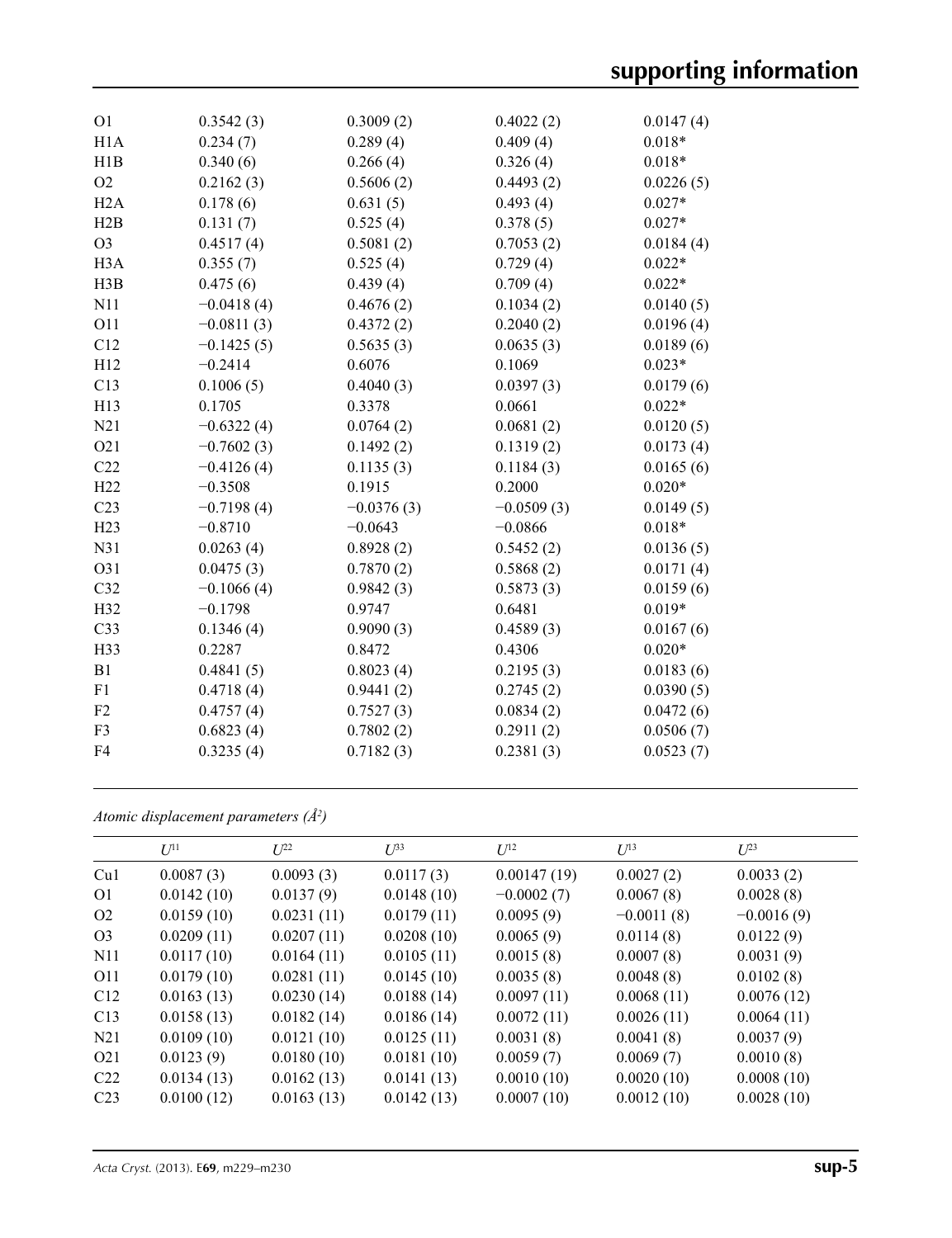| | | | | |
|---|---|---|---|---|
| O1 | 0.3542 (3) | 0.3009 (2) | 0.4022 (2) | 0.0147 (4) |
| H1A | 0.234 (7) | 0.289 (4) | 0.409 (4) | 0.018* |
| H1B | 0.340 (6) | 0.266 (4) | 0.326 (4) | 0.018* |
| O2 | 0.2162 (3) | 0.5606 (2) | 0.4493 (2) | 0.0226 (5) |
| H2A | 0.178 (6) | 0.631 (5) | 0.493 (4) | 0.027* |
| H2B | 0.131 (7) | 0.525 (4) | 0.378 (5) | 0.027* |
| O3 | 0.4517 (4) | 0.5081 (2) | 0.7053 (2) | 0.0184 (4) |
| H3A | 0.355 (7) | 0.525 (4) | 0.729 (4) | 0.022* |
| H3B | 0.475 (6) | 0.439 (4) | 0.709 (4) | 0.022* |
| N11 | −0.0418 (4) | 0.4676 (2) | 0.1034 (2) | 0.0140 (5) |
| O11 | −0.0811 (3) | 0.4372 (2) | 0.2040 (2) | 0.0196 (4) |
| C12 | −0.1425 (5) | 0.5635 (3) | 0.0635 (3) | 0.0189 (6) |
| H12 | −0.2414 | 0.6076 | 0.1069 | 0.023* |
| C13 | 0.1006 (5) | 0.4040 (3) | 0.0397 (3) | 0.0179 (6) |
| H13 | 0.1705 | 0.3378 | 0.0661 | 0.022* |
| N21 | −0.6322 (4) | 0.0764 (2) | 0.0681 (2) | 0.0120 (5) |
| O21 | −0.7602 (3) | 0.1492 (2) | 0.1319 (2) | 0.0173 (4) |
| C22 | −0.4126 (4) | 0.1135 (3) | 0.1184 (3) | 0.0165 (6) |
| H22 | −0.3508 | 0.1915 | 0.2000 | 0.020* |
| C23 | −0.7198 (4) | −0.0376 (3) | −0.0509 (3) | 0.0149 (5) |
| H23 | −0.8710 | −0.0643 | −0.0866 | 0.018* |
| N31 | 0.0263 (4) | 0.8928 (2) | 0.5452 (2) | 0.0136 (5) |
| O31 | 0.0475 (3) | 0.7870 (2) | 0.5868 (2) | 0.0171 (4) |
| C32 | −0.1066 (4) | 0.9842 (3) | 0.5873 (3) | 0.0159 (6) |
| H32 | −0.1798 | 0.9747 | 0.6481 | 0.019* |
| C33 | 0.1346 (4) | 0.9090 (3) | 0.4589 (3) | 0.0167 (6) |
| H33 | 0.2287 | 0.8472 | 0.4306 | 0.020* |
| B1 | 0.4841 (5) | 0.8023 (4) | 0.2195 (3) | 0.0183 (6) |
| F1 | 0.4718 (4) | 0.9441 (2) | 0.2745 (2) | 0.0390 (5) |
| F2 | 0.4757 (4) | 0.7527 (3) | 0.0834 (2) | 0.0472 (6) |
| F3 | 0.6823 (4) | 0.7802 (2) | 0.2911 (2) | 0.0506 (7) |
| F4 | 0.3235 (4) | 0.7182 (3) | 0.2381 (3) | 0.0523 (7) |

*Atomic displacement parameters (Å²)*

| | $U^{11}$ | $U^{22}$ | $U^{33}$ | $U^{12}$ | $U^{13}$ | $U^{23}$ |
|---|---|---|---|---|---|---|
| Cu1 | 0.0087 (3) | 0.0093 (3) | 0.0117 (3) | 0.00147 (19) | 0.0027 (2) | 0.0033 (2) |
| O1 | 0.0142 (10) | 0.0137 (9) | 0.0148 (10) | −0.0002 (7) | 0.0067 (8) | 0.0028 (8) |
| O2 | 0.0159 (10) | 0.0231 (11) | 0.0179 (11) | 0.0095 (9) | −0.0011 (8) | −0.0016 (9) |
| O3 | 0.0209 (11) | 0.0207 (11) | 0.0208 (10) | 0.0065 (9) | 0.0114 (8) | 0.0122 (9) |
| N11 | 0.0117 (10) | 0.0164 (11) | 0.0105 (11) | 0.0015 (8) | 0.0007 (8) | 0.0031 (9) |
| O11 | 0.0179 (10) | 0.0281 (11) | 0.0145 (10) | 0.0035 (8) | 0.0048 (8) | 0.0102 (8) |
| C12 | 0.0163 (13) | 0.0230 (14) | 0.0188 (14) | 0.0097 (11) | 0.0068 (11) | 0.0076 (12) |
| C13 | 0.0158 (13) | 0.0182 (14) | 0.0186 (14) | 0.0072 (11) | 0.0026 (11) | 0.0064 (11) |
| N21 | 0.0109 (10) | 0.0121 (10) | 0.0125 (11) | 0.0031 (8) | 0.0041 (8) | 0.0037 (9) |
| O21 | 0.0123 (9) | 0.0180 (10) | 0.0181 (10) | 0.0059 (7) | 0.0069 (7) | 0.0010 (8) |
| C22 | 0.0134 (13) | 0.0162 (13) | 0.0141 (13) | 0.0010 (10) | 0.0020 (10) | 0.0008 (10) |
| C23 | 0.0100 (12) | 0.0163 (13) | 0.0142 (13) | 0.0007 (10) | 0.0012 (10) | 0.0028 (10) |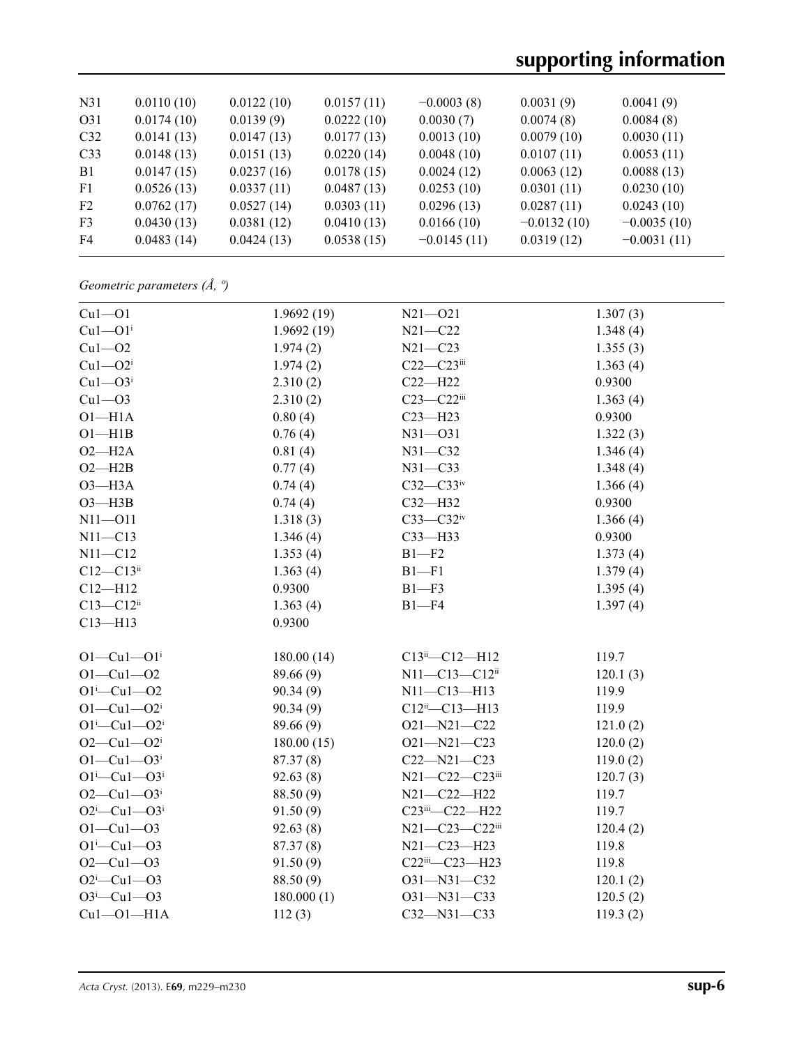| | | | | | | |
|---|---|---|---|---|---|---|
| N31 | 0.0110 (10) | 0.0122 (10) | 0.0157 (11) | −0.0003 (8) | 0.0031 (9) | 0.0041 (9) |
| O31 | 0.0174 (10) | 0.0139 (9) | 0.0222 (10) | 0.0030 (7) | 0.0074 (8) | 0.0084 (8) |
| C32 | 0.0141 (13) | 0.0147 (13) | 0.0177 (13) | 0.0013 (10) | 0.0079 (10) | 0.0030 (11) |
| C33 | 0.0148 (13) | 0.0151 (13) | 0.0220 (14) | 0.0048 (10) | 0.0107 (11) | 0.0053 (11) |
| B1 | 0.0147 (15) | 0.0237 (16) | 0.0178 (15) | 0.0024 (12) | 0.0063 (12) | 0.0088 (13) |
| F1 | 0.0526 (13) | 0.0337 (11) | 0.0487 (13) | 0.0253 (10) | 0.0301 (11) | 0.0230 (10) |
| F2 | 0.0762 (17) | 0.0527 (14) | 0.0303 (11) | 0.0296 (13) | 0.0287 (11) | 0.0243 (10) |
| F3 | 0.0430 (13) | 0.0381 (12) | 0.0410 (13) | 0.0166 (10) | −0.0132 (10) | −0.0035 (10) |
| F4 | 0.0483 (14) | 0.0424 (13) | 0.0538 (15) | −0.0145 (11) | 0.0319 (12) | −0.0031 (11) |

*Geometric parameters (Å, º)*

| | | | |
|---|---|---|---|
| Cu1—O1 | 1.9692 (19) | N21—O21 | 1.307 (3) |
| Cu1—O1$^{i}$ | 1.9692 (19) | N21—C22 | 1.348 (4) |
| Cu1—O2 | 1.974 (2) | N21—C23 | 1.355 (3) |
| Cu1—O2$^{i}$ | 1.974 (2) | C22—C23$^{iii}$ | 1.363 (4) |
| Cu1—O3$^{i}$ | 2.310 (2) | C22—H22 | 0.9300 |
| Cu1—O3 | 2.310 (2) | C23—C22$^{iii}$ | 1.363 (4) |
| O1—H1A | 0.80 (4) | C23—H23 | 0.9300 |
| O1—H1B | 0.76 (4) | N31—O31 | 1.322 (3) |
| O2—H2A | 0.81 (4) | N31—C32 | 1.346 (4) |
| O2—H2B | 0.77 (4) | N31—C33 | 1.348 (4) |
| O3—H3A | 0.74 (4) | C32—C33$^{iv}$ | 1.366 (4) |
| O3—H3B | 0.74 (4) | C32—H32 | 0.9300 |
| N11—O11 | 1.318 (3) | C33—C32$^{iv}$ | 1.366 (4) |
| N11—C13 | 1.346 (4) | C33—H33 | 0.9300 |
| N11—C12 | 1.353 (4) | B1—F2 | 1.373 (4) |
| C12—C13$^{ii}$ | 1.363 (4) | B1—F1 | 1.379 (4) |
| C12—H12 | 0.9300 | B1—F3 | 1.395 (4) |
| C13—C12$^{ii}$ | 1.363 (4) | B1—F4 | 1.397 (4) |
| C13—H13 | 0.9300 | | |
| | | | |
| O1—Cu1—O1$^{i}$ | 180.00 (14) | C13$^{ii}$—C12—H12 | 119.7 |
| O1—Cu1—O2 | 89.66 (9) | N11—C13—C12$^{ii}$ | 120.1 (3) |
| O1$^{i}$—Cu1—O2 | 90.34 (9) | N11—C13—H13 | 119.9 |
| O1—Cu1—O2$^{i}$ | 90.34 (9) | C12$^{ii}$—C13—H13 | 119.9 |
| O1$^{i}$—Cu1—O2$^{i}$ | 89.66 (9) | O21—N21—C22 | 121.0 (2) |
| O2—Cu1—O2$^{i}$ | 180.00 (15) | O21—N21—C23 | 120.0 (2) |
| O1—Cu1—O3$^{i}$ | 87.37 (8) | C22—N21—C23 | 119.0 (2) |
| O1$^{i}$—Cu1—O3$^{i}$ | 92.63 (8) | N21—C22—C23$^{iii}$ | 120.7 (3) |
| O2—Cu1—O3$^{i}$ | 88.50 (9) | N21—C22—H22 | 119.7 |
| O2$^{i}$—Cu1—O3$^{i}$ | 91.50 (9) | C23$^{iii}$—C22—H22 | 119.7 |
| O1—Cu1—O3 | 92.63 (8) | N21—C23—C22$^{iii}$ | 120.4 (2) |
| O1$^{i}$—Cu1—O3 | 87.37 (8) | N21—C23—H23 | 119.8 |
| O2—Cu1—O3 | 91.50 (9) | C22$^{iii}$—C23—H23 | 119.8 |
| O2$^{i}$—Cu1—O3 | 88.50 (9) | O31—N31—C32 | 120.1 (2) |
| O3$^{i}$—Cu1—O3 | 180.000 (1) | O31—N31—C33 | 120.5 (2) |
| Cu1—O1—H1A | 112 (3) | C32—N31—C33 | 119.3 (2) |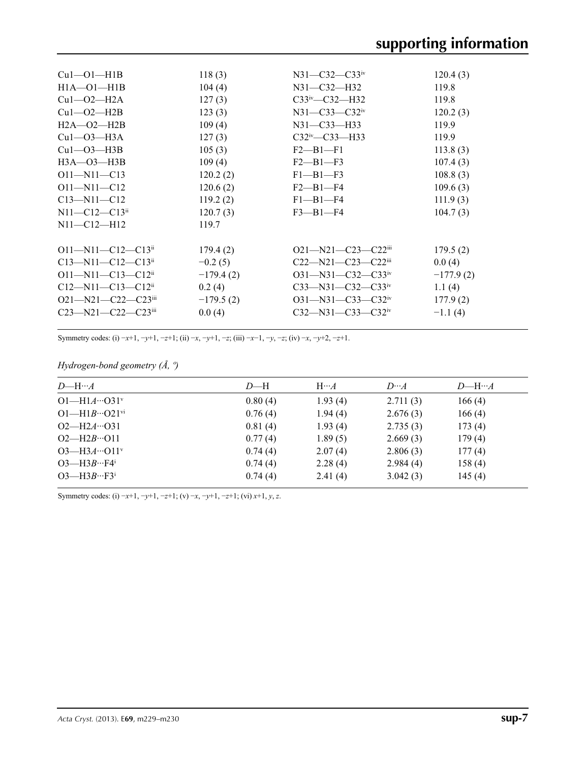| | | | |
|---|---|---|---|
| Cu1—O1—H1B | 118 (3) | N31—C32—C33$^{iv}$ | 120.4 (3) |
| H1A—O1—H1B | 104 (4) | N31—C32—H32 | 119.8 |
| Cu1—O2—H2A | 127 (3) | C33$^{iv}$—C32—H32 | 119.8 |
| Cu1—O2—H2B | 123 (3) | N31—C33—C32$^{iv}$ | 120.2 (3) |
| H2A—O2—H2B | 109 (4) | N31—C33—H33 | 119.9 |
| Cu1—O3—H3A | 127 (3) | C32$^{iv}$—C33—H33 | 119.9 |
| Cu1—O3—H3B | 105 (3) | F2—B1—F1 | 113.8 (3) |
| H3A—O3—H3B | 109 (4) | F2—B1—F3 | 107.4 (3) |
| O11—N11—C13 | 120.2 (2) | F1—B1—F3 | 108.8 (3) |
| O11—N11—C12 | 120.6 (2) | F2—B1—F4 | 109.6 (3) |
| C13—N11—C12 | 119.2 (2) | F1—B1—F4 | 111.9 (3) |
| N11—C12—C13$^{ii}$ | 120.7 (3) | F3—B1—F4 | 104.7 (3) |
| N11—C12—H12 | 119.7 | | |
| | | | |
| O11—N11—C12—C13$^{ii}$ | 179.4 (2) | O21—N21—C23—C22$^{iii}$ | 179.5 (2) |
| C13—N11—C12—C13$^{ii}$ | −0.2 (5) | C22—N21—C23—C22$^{iii}$ | 0.0 (4) |
| O11—N11—C13—C12$^{ii}$ | −179.4 (2) | O31—N31—C32—C33$^{iv}$ | −177.9 (2) |
| C12—N11—C13—C12$^{ii}$ | 0.2 (4) | C33—N31—C32—C33$^{iv}$ | 1.1 (4) |
| O21—N21—C22—C23$^{iii}$ | −179.5 (2) | O31—N31—C33—C32$^{iv}$ | 177.9 (2) |
| C23—N21—C22—C23$^{iii}$ | 0.0 (4) | C32—N31—C33—C32$^{iv}$ | −1.1 (4) |

Symmetry codes: (i) −*x*+1, −*y*+1, −*z*+1; (ii) −*x*, −*y*+1, −*z*; (iii) −*x*−1, −*y*, −*z*; (iv) −*x*, −*y*+2, −*z*+1.

*Hydrogen-bond geometry (Å, º)*

| *D*—H···*A* | *D*—H | H···*A* | *D*···*A* | *D*—H···*A* |
|---|---|---|---|---|
| O1—H1*A*···O31$^{v}$ | 0.80 (4) | 1.93 (4) | 2.711 (3) | 166 (4) |
| O1—H1*B*···O21$^{vi}$ | 0.76 (4) | 1.94 (4) | 2.676 (3) | 166 (4) |
| O2—H2*A*···O31 | 0.81 (4) | 1.93 (4) | 2.735 (3) | 173 (4) |
| O2—H2*B*···O11 | 0.77 (4) | 1.89 (5) | 2.669 (3) | 179 (4) |
| O3—H3*A*···O11$^{v}$ | 0.74 (4) | 2.07 (4) | 2.806 (3) | 177 (4) |
| O3—H3*B*···F4$^{i}$ | 0.74 (4) | 2.28 (4) | 2.984 (4) | 158 (4) |
| O3—H3*B*···F3$^{i}$ | 0.74 (4) | 2.41 (4) | 3.042 (3) | 145 (4) |

Symmetry codes: (i) −*x*+1, −*y*+1, −*z*+1; (v) −*x*, −*y*+1, −*z*+1; (vi) *x*+1, *y*, *z*.